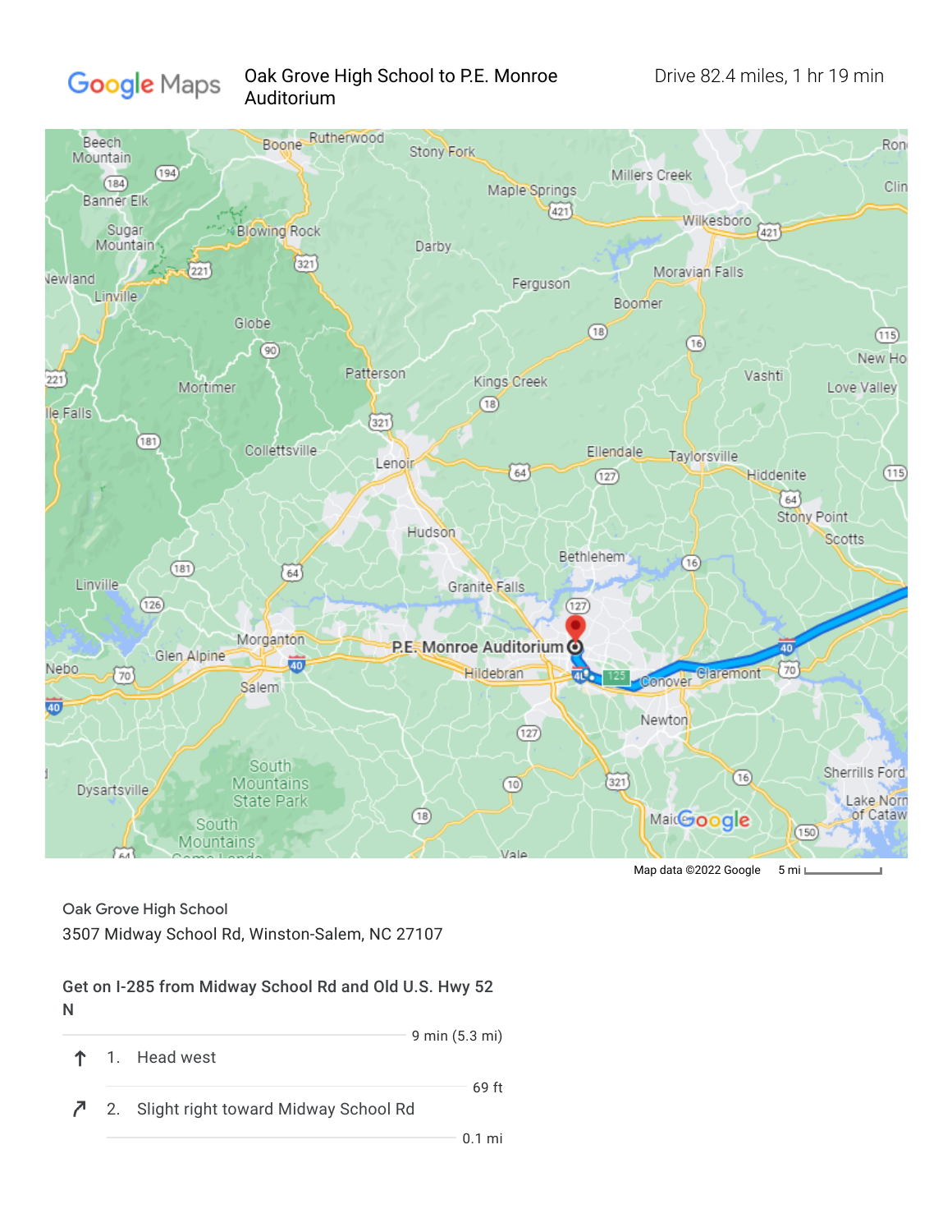Google Maps

Oak Grove High School to P.E. Monroe Auditorium

Drive 82.4 miles, 1 hr 19 min

Map data ©2022 Google 5 mi

Oak Grove High School
3507 Midway School Rd, Winston-Salem, NC 27107

**Get on I-285 from Midway School Rd and Old U.S. Hwy 52 N**

9 min (5.3 mi)

1. Head west

69 ft

2. Slight right toward Midway School Rd

0.1 mi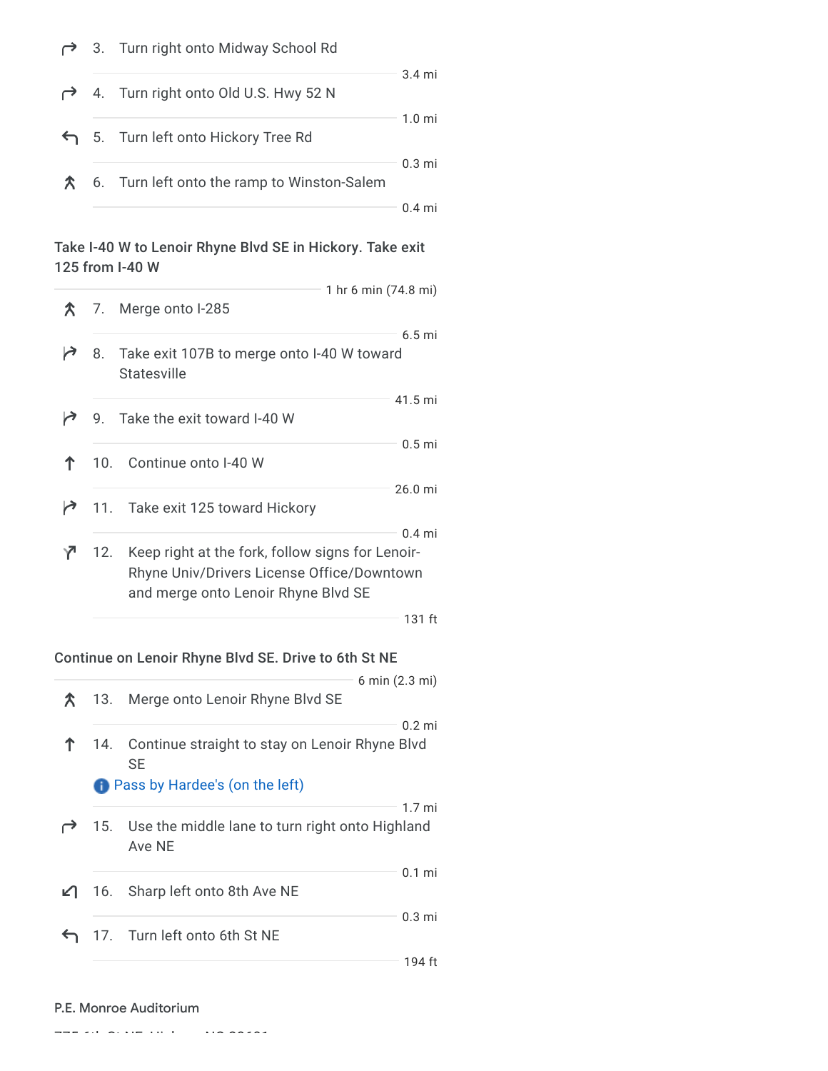3. Turn right onto Midway School Rd

3.4 mi

4. Turn right onto Old U.S. Hwy 52 N

1.0 mi

5. Turn left onto Hickory Tree Rd

0.3 mi

6. Turn left onto the ramp to Winston-Salem

0.4 mi

**Take I-40 W to Lenoir Rhyne Blvd SE in Hickory. Take exit 125 from I-40 W**

1 hr 6 min (74.8 mi)

7. Merge onto I-285

6.5 mi

8. Take exit 107B to merge onto I-40 W toward Statesville

41.5 mi

9. Take the exit toward I-40 W

0.5 mi

10. Continue onto I-40 W

26.0 mi

11. Take exit 125 toward Hickory

0.4 mi

12. Keep right at the fork, follow signs for Lenoir-Rhyne Univ/Drivers License Office/Downtown and merge onto Lenoir Rhyne Blvd SE

131 ft

**Continue on Lenoir Rhyne Blvd SE. Drive to 6th St NE**

6 min (2.3 mi)

13. Merge onto Lenoir Rhyne Blvd SE

0.2 mi

14. Continue straight to stay on Lenoir Rhyne Blvd SE

Pass by Hardee's (on the left)

1.7 mi

15. Use the middle lane to turn right onto Highland Ave NE

0.1 mi

16. Sharp left onto 8th Ave NE

0.3 mi

17. Turn left onto 6th St NE

194 ft

P.E. Monroe Auditorium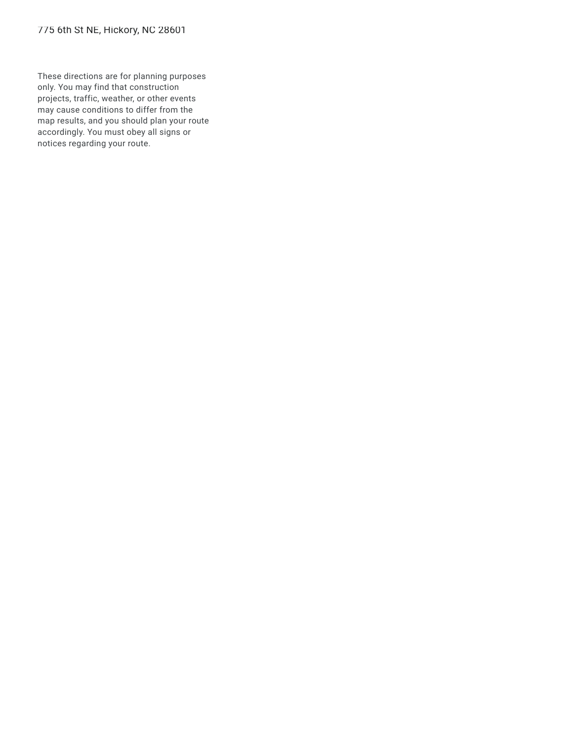775 6th St NE, Hickory, NC 28601

These directions are for planning purposes only. You may find that construction projects, traffic, weather, or other events may cause conditions to differ from the map results, and you should plan your route accordingly. You must obey all signs or notices regarding your route.